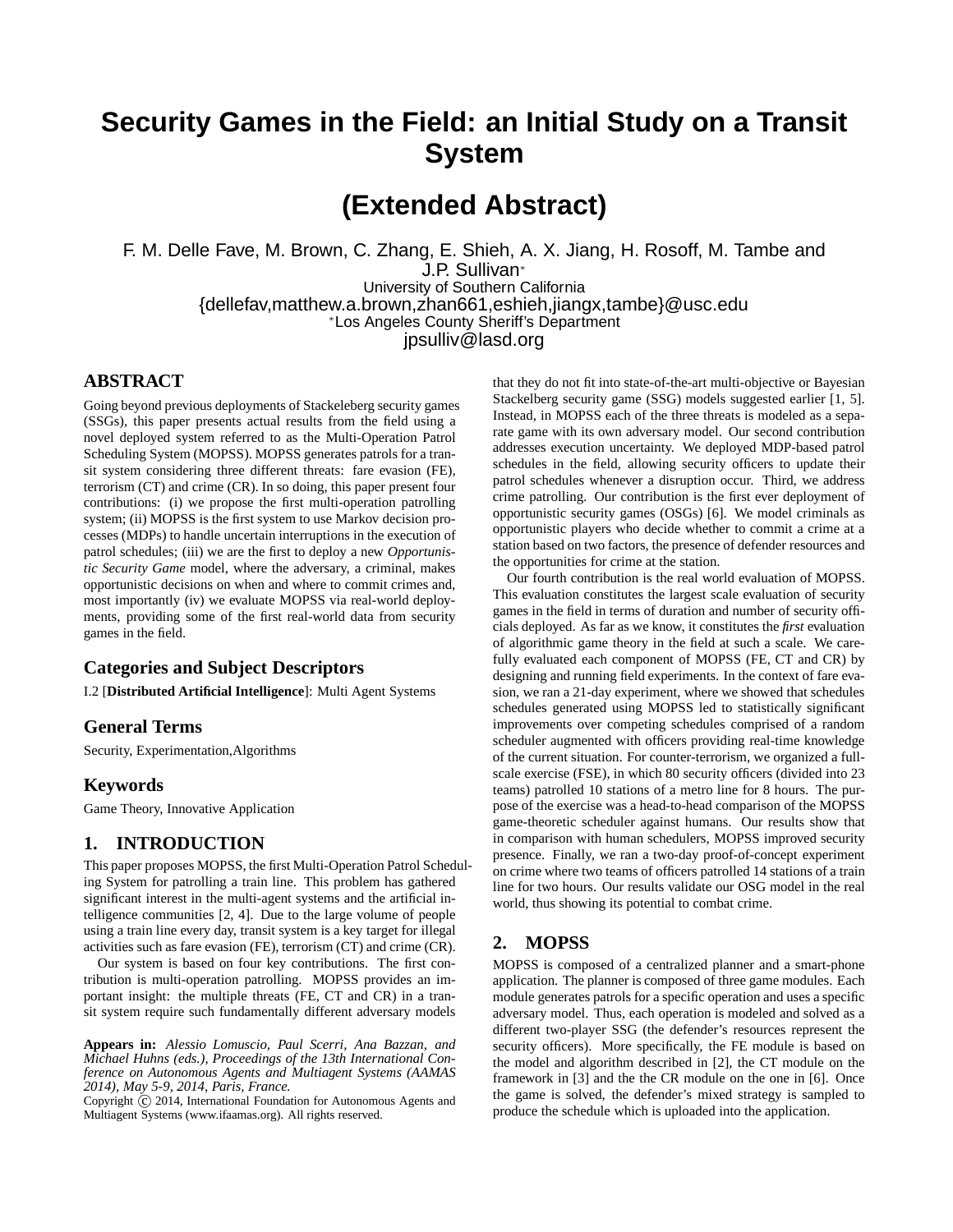# Security Games in the Field: an Initial Study on a Transit System

## (Extended Abstract)

F. M. Delle Fave, M. Brown, C. Zhang, E. Shieh, A. X. Jiang, H. Rosoff, M. Tambe and J.P. Sullivan*

University of Southern California

{dellefav,matthew.a.brown,zhan661,eshieh,jiangx,tambe}@usc.edu

*Los Angeles County Sheriff's Department

jpsulliv@lasd.org

## ABSTRACT

Going beyond previous deployments of Stackeleberg security games (SSGs), this paper presents actual results from the field using a novel deployed system referred to as the Multi-Operation Patrol Scheduling System (MOPSS). MOPSS generates patrols for a transit system considering three different threats: fare evasion (FE), terrorism (CT) and crime (CR). In so doing, this paper present four contributions: (i) we propose the first multi-operation patrolling system; (ii) MOPSS is the first system to use Markov decision processes (MDPs) to handle uncertain interruptions in the execution of patrol schedules; (iii) we are the first to deploy a new *Opportunistic Security Game* model, where the adversary, a criminal, makes opportunistic decisions on when and where to commit crimes and, most importantly (iv) we evaluate MOPSS via real-world deployments, providing some of the first real-world data from security games in the field.

### Categories and Subject Descriptors

I.2 [**Distributed Artificial Intelligence**]: Multi Agent Systems

### General Terms

Security, Experimentation,Algorithms

### Keywords

Game Theory, Innovative Application

## 1. INTRODUCTION

This paper proposes MOPSS, the first Multi-Operation Patrol Scheduling System for patrolling a train line. This problem has gathered significant interest in the multi-agent systems and the artificial intelligence communities [2, 4]. Due to the large volume of people using a train line every day, transit system is a key target for illegal activities such as fare evasion (FE), terrorism (CT) and crime (CR).

Our system is based on four key contributions. The first contribution is multi-operation patrolling. MOPSS provides an important insight: the multiple threats (FE, CT and CR) in a transit system require such fundamentally different adversary models that they do not fit into state-of-the-art multi-objective or Bayesian Stackelberg security game (SSG) models suggested earlier [1, 5]. Instead, in MOPSS each of the three threats is modeled as a separate game with its own adversary model. Our second contribution addresses execution uncertainty. We deployed MDP-based patrol schedules in the field, allowing security officers to update their patrol schedules whenever a disruption occur. Third, we address crime patrolling. Our contribution is the first ever deployment of opportunistic security games (OSGs) [6]. We model criminals as opportunistic players who decide whether to commit a crime at a station based on two factors, the presence of defender resources and the opportunities for crime at the station.

Our fourth contribution is the real world evaluation of MOPSS. This evaluation constitutes the largest scale evaluation of security games in the field in terms of duration and number of security officials deployed. As far as we know, it constitutes the *first* evaluation of algorithmic game theory in the field at such a scale. We carefully evaluated each component of MOPSS (FE, CT and CR) by designing and running field experiments. In the context of fare evasion, we ran a 21-day experiment, where we showed that schedules schedules generated using MOPSS led to statistically significant improvements over competing schedules comprised of a random scheduler augmented with officers providing real-time knowledge of the current situation. For counter-terrorism, we organized a full-scale exercise (FSE), in which 80 security officers (divided into 23 teams) patrolled 10 stations of a metro line for 8 hours. The purpose of the exercise was a head-to-head comparison of the MOPSS game-theoretic scheduler against humans. Our results show that in comparison with human schedulers, MOPSS improved security presence. Finally, we ran a two-day proof-of-concept experiment on crime where two teams of officers patrolled 14 stations of a train line for two hours. Our results validate our OSG model in the real world, thus showing its potential to combat crime.

## 2. MOPSS

MOPSS is composed of a centralized planner and a smart-phone application. The planner is composed of three game modules. Each module generates patrols for a specific operation and uses a specific adversary model. Thus, each operation is modeled and solved as a different two-player SSG (the defender's resources represent the security officers). More specifically, the FE module is based on the model and algorithm described in [2], the CT module on the framework in [3] and the the CR module on the one in [6]. Once the game is solved, the defender's mixed strategy is sampled to produce the schedule which is uploaded into the application.

**Appears in:** *Alessio Lomuscio, Paul Scerri, Ana Bazzan, and Michael Huhns (eds.), Proceedings of the 13th International Conference on Autonomous Agents and Multiagent Systems (AAMAS 2014), May 5-9, 2014, Paris, France.*

Copyright © 2014, International Foundation for Autonomous Agents and Multiagent Systems (www.ifaamas.org). All rights reserved.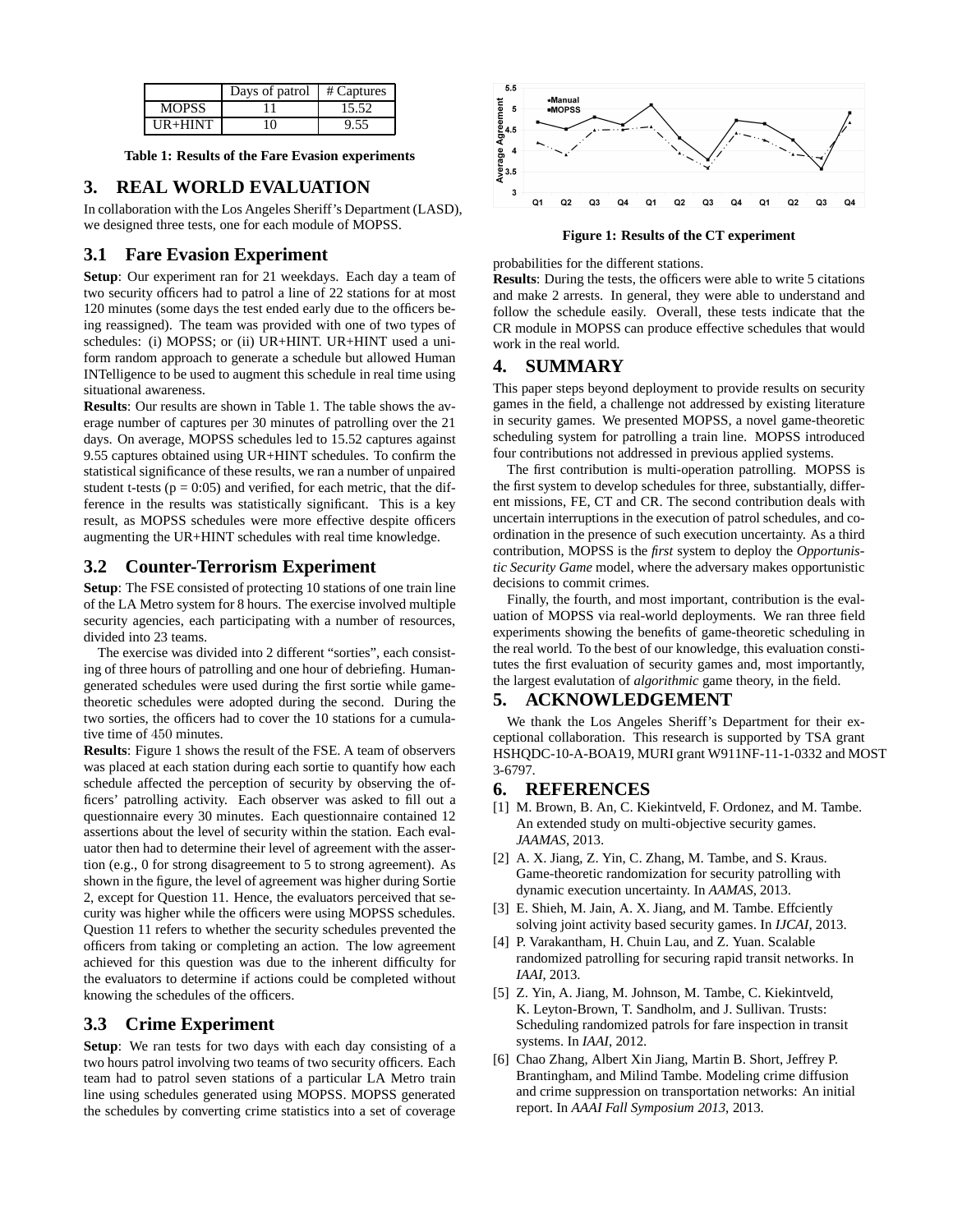| | Days of patrol | # Captures |
|---|---|---|
| MOPSS | 11 | 15.52 |
| UR+HINT | 10 | 9.55 |

**Table 1: Results of the Fare Evasion experiments**

## 3. REAL WORLD EVALUATION

In collaboration with the Los Angeles Sheriff's Department (LASD), we designed three tests, one for each module of MOPSS.

### 3.1 Fare Evasion Experiment

**Setup**: Our experiment ran for 21 weekdays. Each day a team of two security officers had to patrol a line of 22 stations for at most 120 minutes (some days the test ended early due to the officers being reassigned). The team was provided with one of two types of schedules: (i) MOPSS; or (ii) UR+HINT. UR+HINT used a uniform random approach to generate a schedule but allowed Human INTelligence to be used to augment this schedule in real time using situational awareness.

**Results**: Our results are shown in Table 1. The table shows the average number of captures per 30 minutes of patrolling over the 21 days. On average, MOPSS schedules led to 15.52 captures against 9.55 captures obtained using UR+HINT schedules. To confirm the statistical significance of these results, we ran a number of unpaired student t-tests ($p = 0{:}05$) and verified, for each metric, that the difference in the results was statistically significant. This is a key result, as MOPSS schedules were more effective despite officers augmenting the UR+HINT schedules with real time knowledge.

### 3.2 Counter-Terrorism Experiment

**Setup**: The FSE consisted of protecting 10 stations of one train line of the LA Metro system for 8 hours. The exercise involved multiple security agencies, each participating with a number of resources, divided into 23 teams.

The exercise was divided into 2 different "sorties", each consisting of three hours of patrolling and one hour of debriefing. Human-generated schedules were used during the first sortie while game-theoretic schedules were adopted during the second. During the two sorties, the officers had to cover the 10 stations for a cumulative time of 450 minutes.

**Results**: Figure 1 shows the result of the FSE. A team of observers was placed at each station during each sortie to quantify how each schedule affected the perception of security by observing the officers' patrolling activity. Each observer was asked to fill out a questionnaire every 30 minutes. Each questionnaire contained 12 assertions about the level of security within the station. Each evaluator then had to determine their level of agreement with the assertion (e.g., 0 for strong disagreement to 5 to strong agreement). As shown in the figure, the level of agreement was higher during Sortie 2, except for Question 11. Hence, the evaluators perceived that security was higher while the officers were using MOPSS schedules. Question 11 refers to whether the security schedules prevented the officers from taking or completing an action. The low agreement achieved for this question was due to the inherent difficulty for the evaluators to determine if actions could be completed without knowing the schedules of the officers.

### 3.3 Crime Experiment

**Setup**: We ran tests for two days with each day consisting of a two hours patrol involving two teams of two security officers. Each team had to patrol seven stations of a particular LA Metro train line using schedules generated using MOPSS. MOPSS generated the schedules by converting crime statistics into a set of coverage probabilities for the different stations.

Average Agreement
5.5
5
4.5
4
3.5
3
Manual
MOPSS
Q1 Q2 Q3 Q4 Q1 Q2 Q3 Q4 Q1 Q2 Q3 Q4

**Figure 1: Results of the CT experiment**

**Results**: During the tests, the officers were able to write 5 citations and make 2 arrests. In general, they were able to understand and follow the schedule easily. Overall, these tests indicate that the CR module in MOPSS can produce effective schedules that would work in the real world.

## 4. SUMMARY

This paper steps beyond deployment to provide results on security games in the field, a challenge not addressed by existing literature in security games. We presented MOPSS, a novel game-theoretic scheduling system for patrolling a train line. MOPSS introduced four contributions not addressed in previous applied systems.

The first contribution is multi-operation patrolling. MOPSS is the first system to develop schedules for three, substantially, different missions, FE, CT and CR. The second contribution deals with uncertain interruptions in the execution of patrol schedules, and coordination in the presence of such execution uncertainty. As a third contribution, MOPSS is the *first* system to deploy the *Opportunistic Security Game* model, where the adversary makes opportunistic decisions to commit crimes.

Finally, the fourth, and most important, contribution is the evaluation of MOPSS via real-world deployments. We ran three field experiments showing the benefits of game-theoretic scheduling in the real world. To the best of our knowledge, this evaluation constitutes the first evaluation of security games and, most importantly, the largest evalutation of *algorithmic* game theory, in the field.

## 5. ACKNOWLEDGEMENT

We thank the Los Angeles Sheriff's Department for their exceptional collaboration. This research is supported by TSA grant HSHQDC-10-A-BOA19, MURI grant W911NF-11-1-0332 and MOST 3-6797.

## 6. REFERENCES

[1] M. Brown, B. An, C. Kiekintveld, F. Ordonez, and M. Tambe. An extended study on multi-objective security games. *JAAMAS*, 2013.

[2] A. X. Jiang, Z. Yin, C. Zhang, M. Tambe, and S. Kraus. Game-theoretic randomization for security patrolling with dynamic execution uncertainty. In *AAMAS*, 2013.

[3] E. Shieh, M. Jain, A. X. Jiang, and M. Tambe. Effciently solving joint activity based security games. In *IJCAI*, 2013.

[4] P. Varakantham, H. Chuin Lau, and Z. Yuan. Scalable randomized patrolling for securing rapid transit networks. In *IAAI*, 2013.

[5] Z. Yin, A. Jiang, M. Johnson, M. Tambe, C. Kiekintveld, K. Leyton-Brown, T. Sandholm, and J. Sullivan. Trusts: Scheduling randomized patrols for fare inspection in transit systems. In *IAAI*, 2012.

[6] Chao Zhang, Albert Xin Jiang, Martin B. Short, Jeffrey P. Brantingham, and Milind Tambe. Modeling crime diffusion and crime suppression on transportation networks: An initial report. In *AAAI Fall Symposium 2013*, 2013.